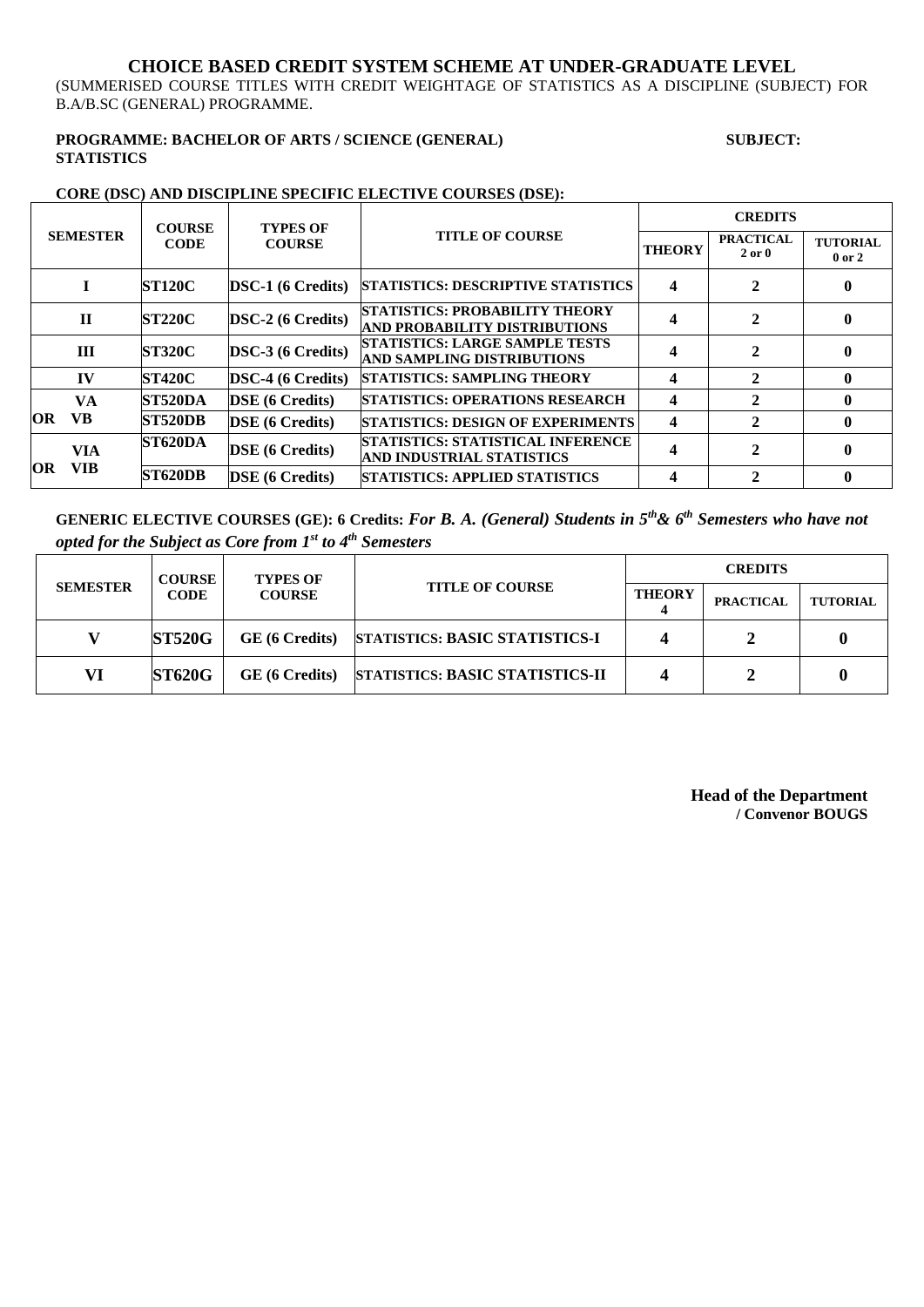# CHOICE BASED CREDIT SYSTEM SCHEME AT UNDER-GRADUATE LEVEL

(SUMMERISED COURSE TITLES WITH CREDIT WEIGHTAGE OF STATISTICS AS A DISCIPLINE (SUBJECT) FOR B.A/B.SC (GENERAL) PROGRAMME.

**PROGRAMME: BACHELOR OF ARTS / SCIENCE (GENERAL)** **SUBJECT: STATISTICS**

**CORE (DSC) AND DISCIPLINE SPECIFIC ELECTIVE COURSES (DSE):**

| SEMESTER | COURSE CODE | TYPES OF COURSE | TITLE OF COURSE | CREDITS | | |
|---|---|---|---|---|---|---|
| | | | | THEORY | PRACTICAL 2 or 0 | TUTORIAL 0 or 2 |
| I | ST120C | DSC-1 (6 Credits) | STATISTICS: DESCRIPTIVE STATISTICS | 4 | 2 | 0 |
| II | ST220C | DSC-2 (6 Credits) | STATISTICS: PROBABILITY THEORY AND PROBABILITY DISTRIBUTIONS | 4 | 2 | 0 |
| III | ST320C | DSC-3 (6 Credits) | STATISTICS: LARGE SAMPLE TESTS AND SAMPLING DISTRIBUTIONS | 4 | 2 | 0 |
| IV | ST420C | DSC-4 (6 Credits) | STATISTICS: SAMPLING THEORY | 4 | 2 | 0 |
| VA | ST520DA | DSE (6 Credits) | STATISTICS: OPERATIONS RESEARCH | 4 | 2 | 0 |
| OR VB | ST520DB | DSE (6 Credits) | STATISTICS: DESIGN OF EXPERIMENTS | 4 | 2 | 0 |
| VIA | ST620DA | DSE (6 Credits) | STATISTICS: STATISTICAL INFERENCE AND INDUSTRIAL STATISTICS | 4 | 2 | 0 |
| OR VIB | ST620DB | DSE (6 Credits) | STATISTICS: APPLIED STATISTICS | 4 | 2 | 0 |

**GENERIC ELECTIVE COURSES (GE): 6 Credits:** ***For B. A. (General) Students in 5th& 6th Semesters who have not opted for the Subject as Core from 1st to 4th Semesters***

| SEMESTER | COURSE CODE | TYPES OF COURSE | TITLE OF COURSE | CREDITS | | |
|---|---|---|---|---|---|---|
| | | | | THEORY 4 | PRACTICAL | TUTORIAL |
| V | ST520G | GE (6 Credits) | STATISTICS: BASIC STATISTICS-I | 4 | 2 | 0 |
| VI | ST620G | GE (6 Credits) | STATISTICS: BASIC STATISTICS-II | 4 | 2 | 0 |

**Head of the Department / Convenor BOUGS**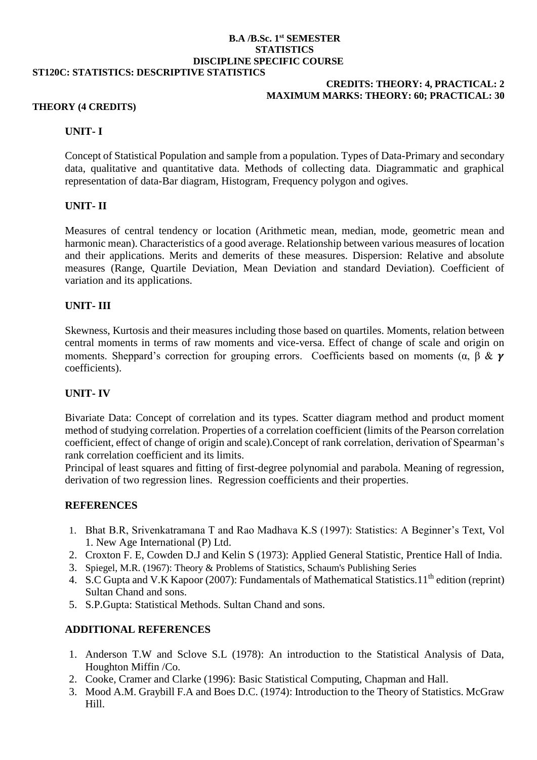**B.A /B.Sc. 1st SEMESTER**
**STATISTICS**
**DISCIPLINE SPECIFIC COURSE**

**ST120C: STATISTICS: DESCRIPTIVE STATISTICS**

**CREDITS: THEORY: 4, PRACTICAL: 2**
**MAXIMUM MARKS: THEORY: 60; PRACTICAL: 30**

**THEORY (4 CREDITS)**

## UNIT- I

Concept of Statistical Population and sample from a population. Types of Data-Primary and secondary data, qualitative and quantitative data. Methods of collecting data. Diagrammatic and graphical representation of data-Bar diagram, Histogram, Frequency polygon and ogives.

## UNIT- II

Measures of central tendency or location (Arithmetic mean, median, mode, geometric mean and harmonic mean). Characteristics of a good average. Relationship between various measures of location and their applications. Merits and demerits of these measures. Dispersion: Relative and absolute measures (Range, Quartile Deviation, Mean Deviation and standard Deviation). Coefficient of variation and its applications.

## UNIT- III

Skewness, Kurtosis and their measures including those based on quartiles. Moments, relation between central moments in terms of raw moments and vice-versa. Effect of change of scale and origin on moments. Sheppard's correction for grouping errors. Coefficients based on moments ($\alpha$, $\beta$ & $\gamma$ coefficients).

## UNIT- IV

Bivariate Data: Concept of correlation and its types. Scatter diagram method and product moment method of studying correlation. Properties of a correlation coefficient (limits of the Pearson correlation coefficient, effect of change of origin and scale).Concept of rank correlation, derivation of Spearman's rank correlation coefficient and its limits.

Principal of least squares and fitting of first-degree polynomial and parabola. Meaning of regression, derivation of two regression lines. Regression coefficients and their properties.

## REFERENCES

1. Bhat B.R, Srivenkatramana T and Rao Madhava K.S (1997): Statistics: A Beginner's Text, Vol 1. New Age International (P) Ltd.
2. Croxton F. E, Cowden D.J and Kelin S (1973): Applied General Statistic, Prentice Hall of India.
3. Spiegel, M.R. (1967): Theory & Problems of Statistics, Schaum's Publishing Series
4. S.C Gupta and V.K Kapoor (2007): Fundamentals of Mathematical Statistics.11th edition (reprint) Sultan Chand and sons.
5. S.P.Gupta: Statistical Methods. Sultan Chand and sons.

## ADDITIONAL REFERENCES

1. Anderson T.W and Sclove S.L (1978): An introduction to the Statistical Analysis of Data, Houghton Miffin /Co.
2. Cooke, Cramer and Clarke (1996): Basic Statistical Computing, Chapman and Hall.
3. Mood A.M. Graybill F.A and Boes D.C. (1974): Introduction to the Theory of Statistics. McGraw Hill.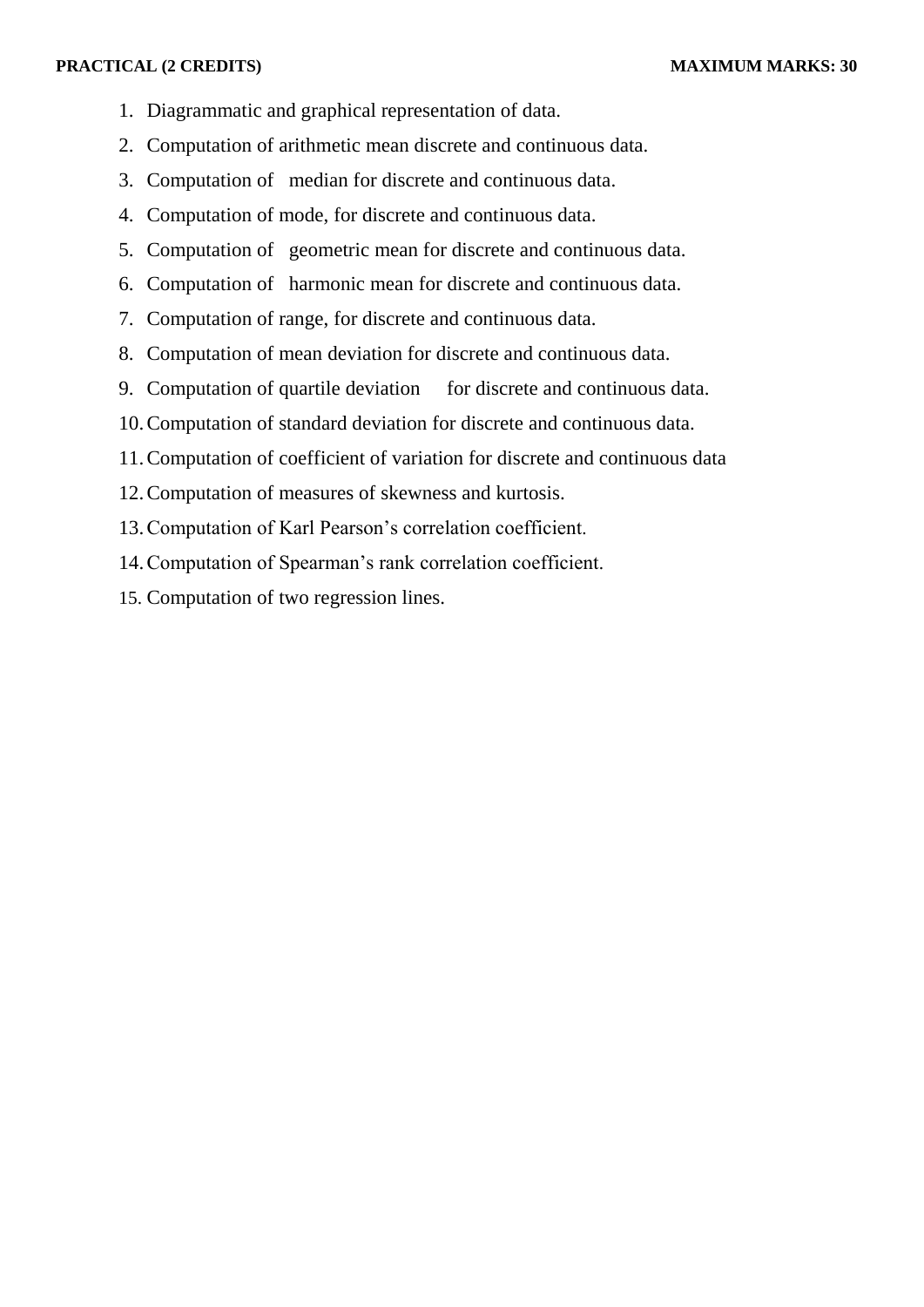**PRACTICAL (2 CREDITS)** **MAXIMUM MARKS: 30**

1. Diagrammatic and graphical representation of data.
2. Computation of arithmetic mean discrete and continuous data.
3. Computation of median for discrete and continuous data.
4. Computation of mode, for discrete and continuous data.
5. Computation of geometric mean for discrete and continuous data.
6. Computation of harmonic mean for discrete and continuous data.
7. Computation of range, for discrete and continuous data.
8. Computation of mean deviation for discrete and continuous data.
9. Computation of quartile deviation for discrete and continuous data.
10. Computation of standard deviation for discrete and continuous data.
11. Computation of coefficient of variation for discrete and continuous data
12. Computation of measures of skewness and kurtosis.
13. Computation of Karl Pearson's correlation coefficient.
14. Computation of Spearman's rank correlation coefficient.
15. Computation of two regression lines.